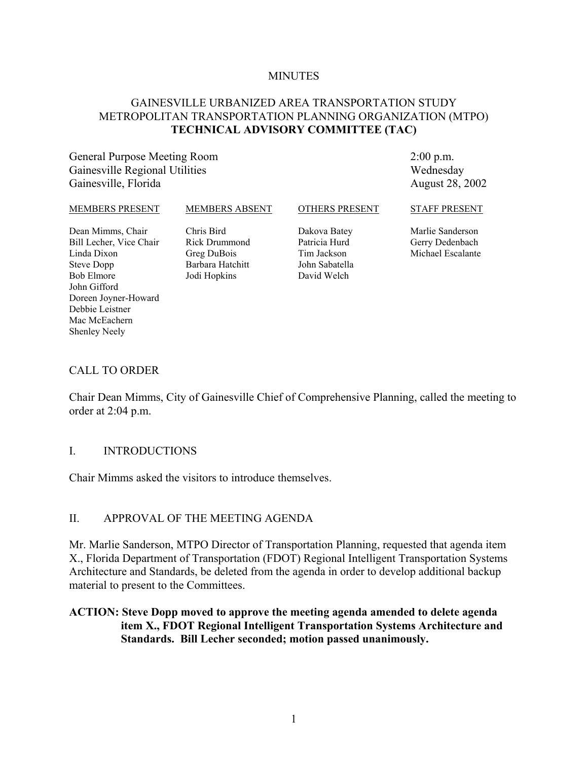MINUTES

# GAINESVILLE URBANIZED AREA TRANSPORTATION STUDY
# METROPOLITAN TRANSPORTATION PLANNING ORGANIZATION (MTPO)
# TECHNICAL ADVISORY COMMITTEE (TAC)

General Purpose Meeting Room
Gainesville Regional Utilities
Gainesville, Florida

2:00 p.m.
Wednesday
August 28, 2002

| MEMBERS PRESENT | MEMBERS ABSENT | OTHERS PRESENT | STAFF PRESENT |
|---|---|---|---|
| Dean Mimms, Chair | Chris Bird | Dakova Batey | Marlie Sanderson |
| Bill Lecher, Vice Chair | Rick Drummond | Patricia Hurd | Gerry Dedenbach |
| Linda Dixon | Greg DuBois | Tim Jackson | Michael Escalante |
| Steve Dopp | Barbara Hatchitt | John Sabatella | |
| Bob Elmore | Jodi Hopkins | David Welch | |
| John Gifford | | | |
| Doreen Joyner-Howard | | | |
| Debbie Leistner | | | |
| Mac McEachern | | | |
| Shenley Neely | | | |

## CALL TO ORDER

Chair Dean Mimms, City of Gainesville Chief of Comprehensive Planning, called the meeting to order at 2:04 p.m.

## I. INTRODUCTIONS

Chair Mimms asked the visitors to introduce themselves.

## II. APPROVAL OF THE MEETING AGENDA

Mr. Marlie Sanderson, MTPO Director of Transportation Planning, requested that agenda item X., Florida Department of Transportation (FDOT) Regional Intelligent Transportation Systems Architecture and Standards, be deleted from the agenda in order to develop additional backup material to present to the Committees.

**ACTION: Steve Dopp moved to approve the meeting agenda amended to delete agenda item X., FDOT Regional Intelligent Transportation Systems Architecture and Standards. Bill Lecher seconded; motion passed unanimously.**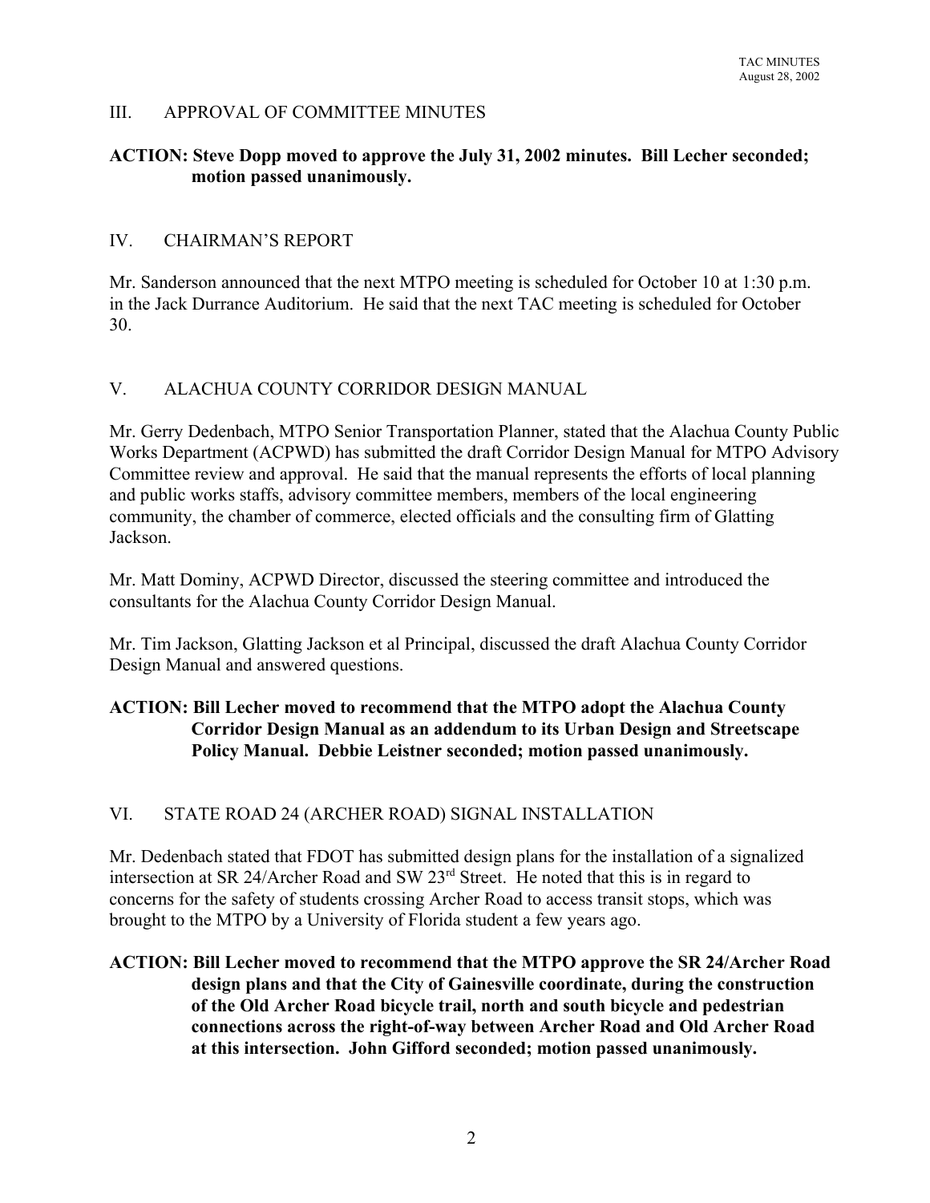## III. APPROVAL OF COMMITTEE MINUTES

**ACTION: Steve Dopp moved to approve the July 31, 2002 minutes. Bill Lecher seconded; motion passed unanimously.**

## IV. CHAIRMAN'S REPORT

Mr. Sanderson announced that the next MTPO meeting is scheduled for October 10 at 1:30 p.m. in the Jack Durrance Auditorium. He said that the next TAC meeting is scheduled for October 30.

## V. ALACHUA COUNTY CORRIDOR DESIGN MANUAL

Mr. Gerry Dedenbach, MTPO Senior Transportation Planner, stated that the Alachua County Public Works Department (ACPWD) has submitted the draft Corridor Design Manual for MTPO Advisory Committee review and approval. He said that the manual represents the efforts of local planning and public works staffs, advisory committee members, members of the local engineering community, the chamber of commerce, elected officials and the consulting firm of Glatting Jackson.

Mr. Matt Dominy, ACPWD Director, discussed the steering committee and introduced the consultants for the Alachua County Corridor Design Manual.

Mr. Tim Jackson, Glatting Jackson et al Principal, discussed the draft Alachua County Corridor Design Manual and answered questions.

**ACTION: Bill Lecher moved to recommend that the MTPO adopt the Alachua County Corridor Design Manual as an addendum to its Urban Design and Streetscape Policy Manual. Debbie Leistner seconded; motion passed unanimously.**

## VI. STATE ROAD 24 (ARCHER ROAD) SIGNAL INSTALLATION

Mr. Dedenbach stated that FDOT has submitted design plans for the installation of a signalized intersection at SR 24/Archer Road and SW 23rd Street. He noted that this is in regard to concerns for the safety of students crossing Archer Road to access transit stops, which was brought to the MTPO by a University of Florida student a few years ago.

**ACTION: Bill Lecher moved to recommend that the MTPO approve the SR 24/Archer Road design plans and that the City of Gainesville coordinate, during the construction of the Old Archer Road bicycle trail, north and south bicycle and pedestrian connections across the right-of-way between Archer Road and Old Archer Road at this intersection. John Gifford seconded; motion passed unanimously.**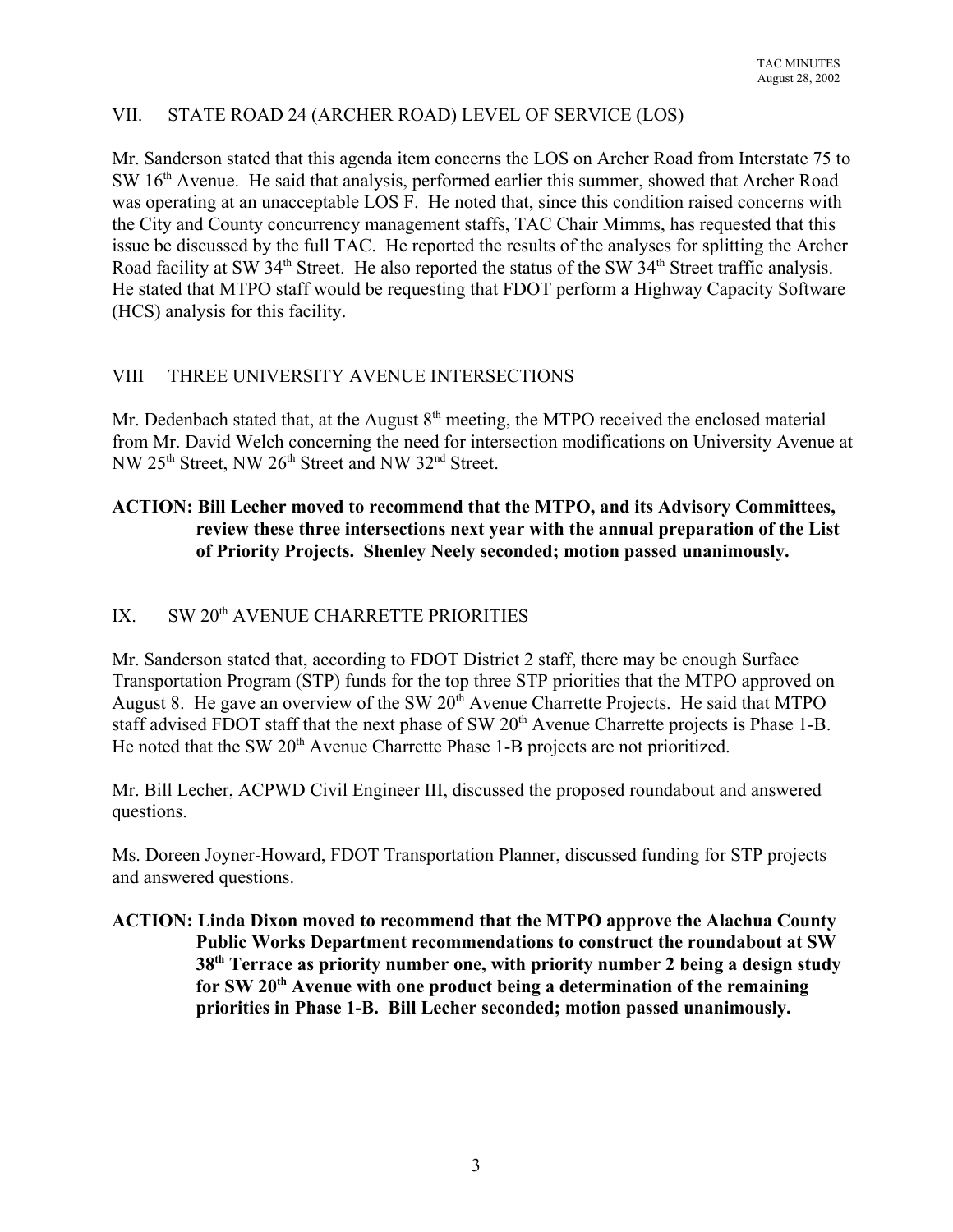## VII. STATE ROAD 24 (ARCHER ROAD) LEVEL OF SERVICE (LOS)

Mr. Sanderson stated that this agenda item concerns the LOS on Archer Road from Interstate 75 to SW 16th Avenue. He said that analysis, performed earlier this summer, showed that Archer Road was operating at an unacceptable LOS F. He noted that, since this condition raised concerns with the City and County concurrency management staffs, TAC Chair Mimms, has requested that this issue be discussed by the full TAC. He reported the results of the analyses for splitting the Archer Road facility at SW 34th Street. He also reported the status of the SW 34th Street traffic analysis. He stated that MTPO staff would be requesting that FDOT perform a Highway Capacity Software (HCS) analysis for this facility.

## VIII THREE UNIVERSITY AVENUE INTERSECTIONS

Mr. Dedenbach stated that, at the August 8th meeting, the MTPO received the enclosed material from Mr. David Welch concerning the need for intersection modifications on University Avenue at NW 25th Street, NW 26th Street and NW 32nd Street.

**ACTION: Bill Lecher moved to recommend that the MTPO, and its Advisory Committees, review these three intersections next year with the annual preparation of the List of Priority Projects. Shenley Neely seconded; motion passed unanimously.**

## IX. SW 20th AVENUE CHARRETTE PRIORITIES

Mr. Sanderson stated that, according to FDOT District 2 staff, there may be enough Surface Transportation Program (STP) funds for the top three STP priorities that the MTPO approved on August 8. He gave an overview of the SW 20th Avenue Charrette Projects. He said that MTPO staff advised FDOT staff that the next phase of SW 20th Avenue Charrette projects is Phase 1-B. He noted that the SW 20th Avenue Charrette Phase 1-B projects are not prioritized.

Mr. Bill Lecher, ACPWD Civil Engineer III, discussed the proposed roundabout and answered questions.

Ms. Doreen Joyner-Howard, FDOT Transportation Planner, discussed funding for STP projects and answered questions.

**ACTION: Linda Dixon moved to recommend that the MTPO approve the Alachua County Public Works Department recommendations to construct the roundabout at SW 38th Terrace as priority number one, with priority number 2 being a design study for SW 20th Avenue with one product being a determination of the remaining priorities in Phase 1-B. Bill Lecher seconded; motion passed unanimously.**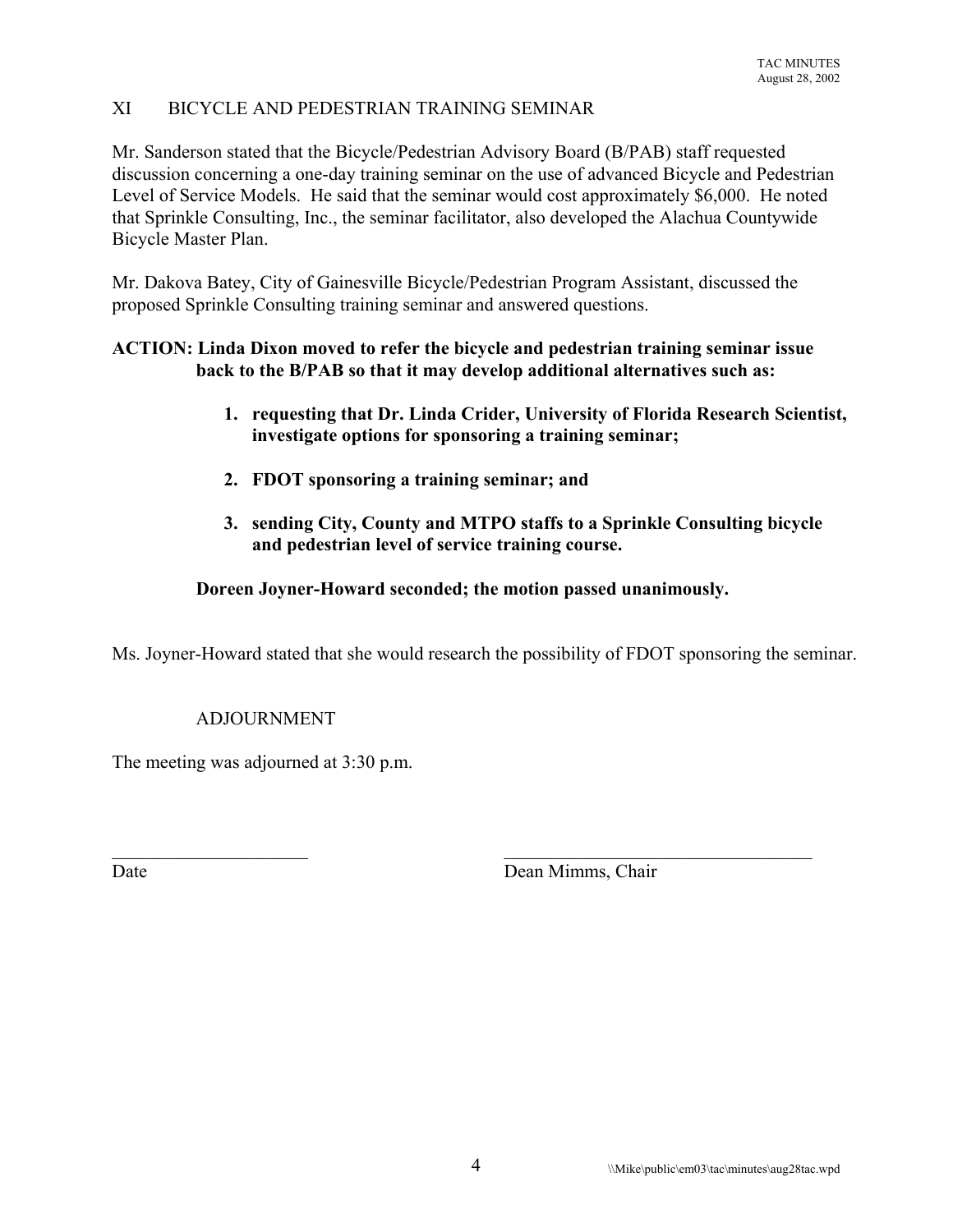## XI BICYCLE AND PEDESTRIAN TRAINING SEMINAR

Mr. Sanderson stated that the Bicycle/Pedestrian Advisory Board (B/PAB) staff requested discussion concerning a one-day training seminar on the use of advanced Bicycle and Pedestrian Level of Service Models. He said that the seminar would cost approximately $6,000. He noted that Sprinkle Consulting, Inc., the seminar facilitator, also developed the Alachua Countywide Bicycle Master Plan.

Mr. Dakova Batey, City of Gainesville Bicycle/Pedestrian Program Assistant, discussed the proposed Sprinkle Consulting training seminar and answered questions.

**ACTION: Linda Dixon moved to refer the bicycle and pedestrian training seminar issue back to the B/PAB so that it may develop additional alternatives such as:**

1. **requesting that Dr. Linda Crider, University of Florida Research Scientist, investigate options for sponsoring a training seminar;**
2. **FDOT sponsoring a training seminar; and**
3. **sending City, County and MTPO staffs to a Sprinkle Consulting bicycle and pedestrian level of service training course.**

**Doreen Joyner-Howard seconded; the motion passed unanimously.**

Ms. Joyner-Howard stated that she would research the possibility of FDOT sponsoring the seminar.

## ADJOURNMENT

The meeting was adjourned at 3:30 p.m.

\_\_\_\_\_\_\_\_\_\_\_\_\_\_\_\_\_\_\_\_\_\_ \_\_\_\_\_\_\_\_\_\_\_\_\_\_\_\_\_\_\_\_\_\_\_\_\_\_\_\_\_\_\_\_\_\_

Date Dean Mimms, Chair